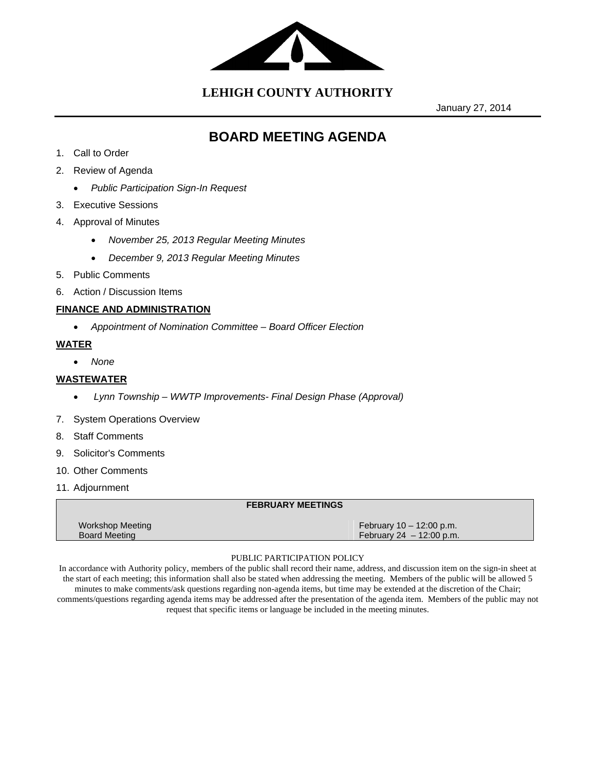# LEHIGH COUNTY AUTHORITY

January 27, 2014

## BOARD MEETING AGENDA

1. Call to Order
2. Review of Agenda
   - *Public Participation Sign-In Request*
3. Executive Sessions
4. Approval of Minutes
   - *November 25, 2013 Regular Meeting Minutes*
   - *December 9, 2013 Regular Meeting Minutes*
5. Public Comments
6. Action / Discussion Items

**FINANCE AND ADMINISTRATION**

- *Appointment of Nomination Committee – Board Officer Election*

**WATER**

- *None*

**WASTEWATER**

- *Lynn Township – WWTP Improvements- Final Design Phase (Approval)*

7. System Operations Overview
8. Staff Comments
9. Solicitor's Comments
10. Other Comments
11. Adjournment

| FEBRUARY MEETINGS | |
|---|---|
| Workshop Meeting | February 10 – 12:00 p.m. |
| Board Meeting | February 24 – 12:00 p.m. |

PUBLIC PARTICIPATION POLICY

In accordance with Authority policy, members of the public shall record their name, address, and discussion item on the sign-in sheet at the start of each meeting; this information shall also be stated when addressing the meeting. Members of the public will be allowed 5 minutes to make comments/ask questions regarding non-agenda items, but time may be extended at the discretion of the Chair; comments/questions regarding agenda items may be addressed after the presentation of the agenda item. Members of the public may not request that specific items or language be included in the meeting minutes.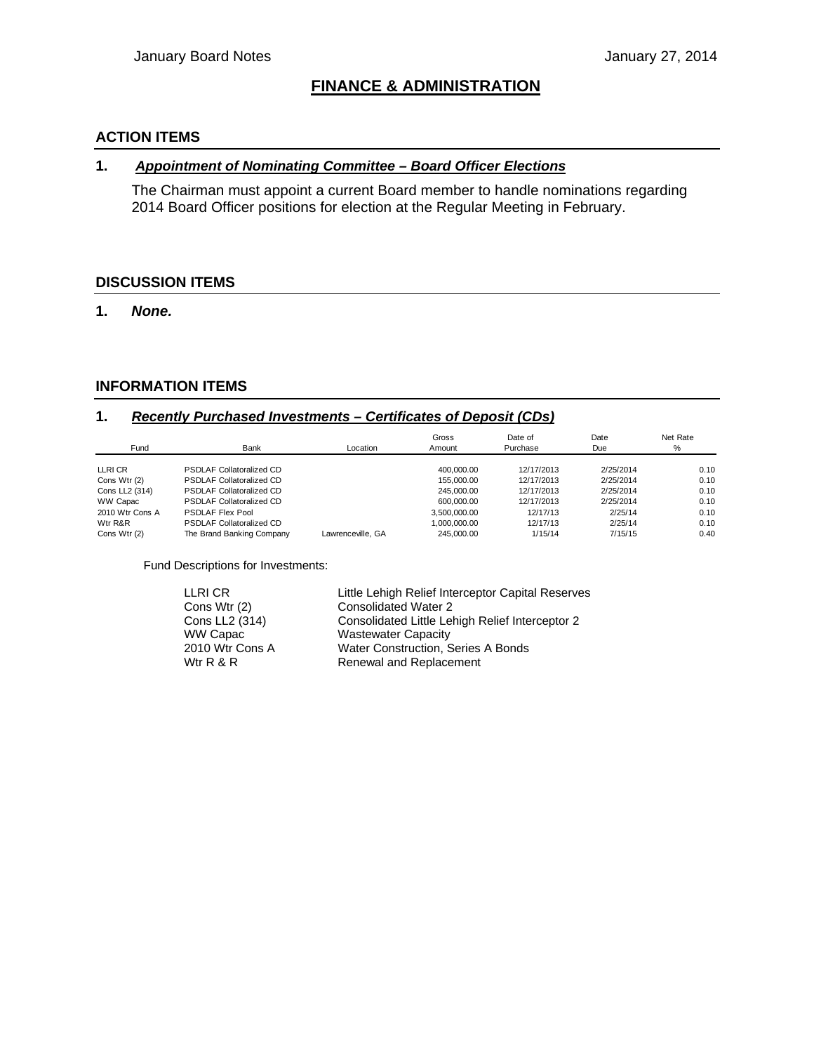## FINANCE & ADMINISTRATION

### ACTION ITEMS

**1. *Appointment of Nominating Committee – Board Officer Elections***

The Chairman must appoint a current Board member to handle nominations regarding 2014 Board Officer positions for election at the Regular Meeting in February.

### DISCUSSION ITEMS

**1. *None.***

### INFORMATION ITEMS

**1. *Recently Purchased Investments – Certificates of Deposit (CDs)***

| Fund | Bank | Location | Gross Amount | Date of Purchase | Date Due | Net Rate % |
|---|---|---|---|---|---|---|
| LLRI CR | PSDLAF Collatoralized CD | | 400,000.00 | 12/17/2013 | 2/25/2014 | 0.10 |
| Cons Wtr (2) | PSDLAF Collatoralized CD | | 155,000.00 | 12/17/2013 | 2/25/2014 | 0.10 |
| Cons LL2 (314) | PSDLAF Collatoralized CD | | 245,000.00 | 12/17/2013 | 2/25/2014 | 0.10 |
| WW Capac | PSDLAF Collatoralized CD | | 600,000.00 | 12/17/2013 | 2/25/2014 | 0.10 |
| 2010 Wtr Cons A | PSDLAF Flex Pool | | 3,500,000.00 | 12/17/13 | 2/25/14 | 0.10 |
| Wtr R&R | PSDLAF Collatoralized CD | | 1,000,000.00 | 12/17/13 | 2/25/14 | 0.10 |
| Cons Wtr (2) | The Brand Banking Company | Lawrenceville, GA | 245,000.00 | 1/15/14 | 7/15/15 | 0.40 |

Fund Descriptions for Investments:

| | |
|---|---|
| LLRI CR | Little Lehigh Relief Interceptor Capital Reserves |
| Cons Wtr (2) | Consolidated Water 2 |
| Cons LL2 (314) | Consolidated Little Lehigh Relief Interceptor 2 |
| WW Capac | Wastewater Capacity |
| 2010 Wtr Cons A | Water Construction, Series A Bonds |
| Wtr R & R | Renewal and Replacement |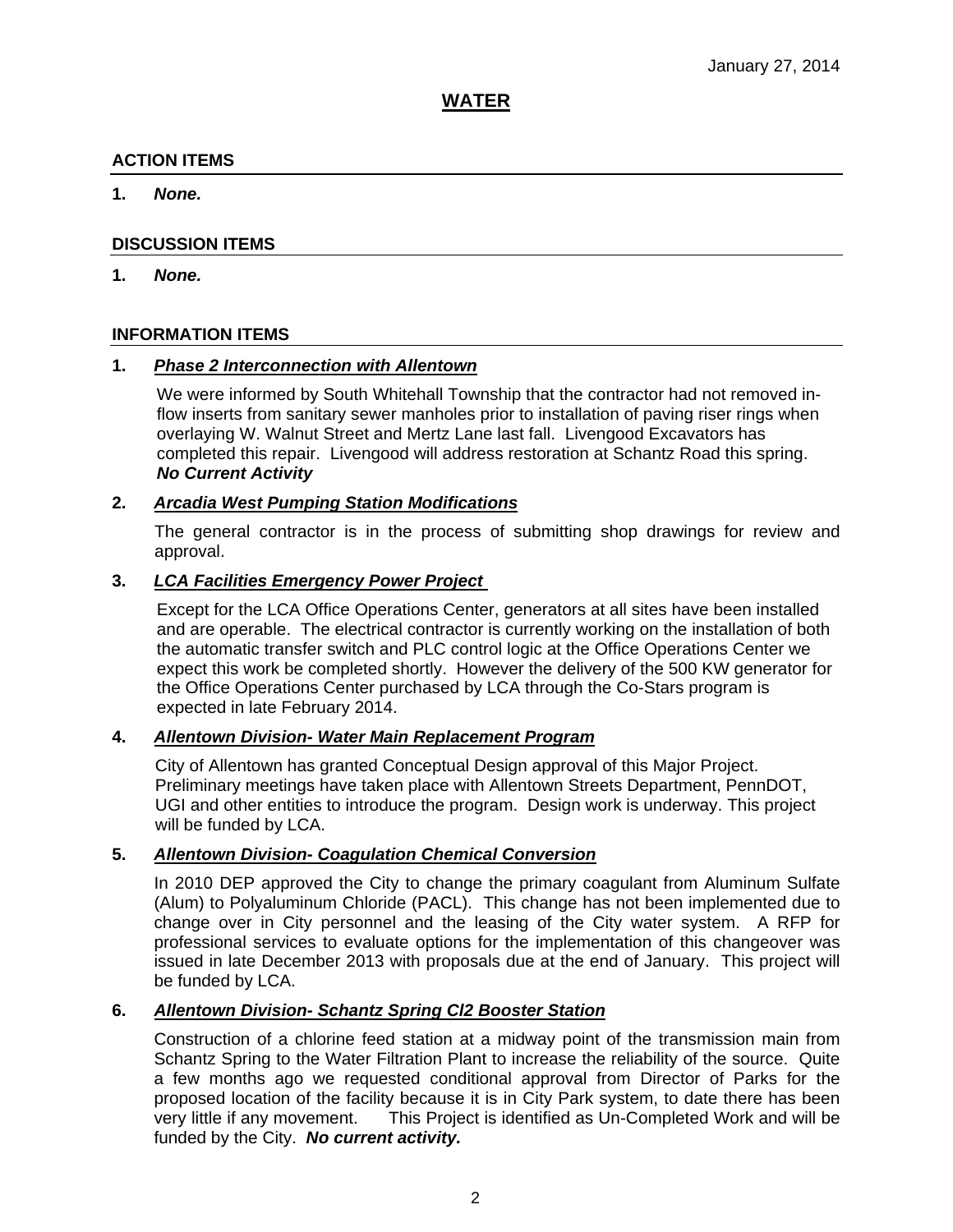January 27, 2014

# WATER

## ACTION ITEMS

1. ***None.***

## DISCUSSION ITEMS

1. ***None.***

## INFORMATION ITEMS

1. ***Phase 2 Interconnection with Allentown***

   We were informed by South Whitehall Township that the contractor had not removed in-flow inserts from sanitary sewer manholes prior to installation of paving riser rings when overlaying W. Walnut Street and Mertz Lane last fall. Livengood Excavators has completed this repair. Livengood will address restoration at Schantz Road this spring. ***No Current Activity***

2. ***Arcadia West Pumping Station Modifications***

   The general contractor is in the process of submitting shop drawings for review and approval.

3. ***LCA Facilities Emergency Power Project***

   Except for the LCA Office Operations Center, generators at all sites have been installed and are operable. The electrical contractor is currently working on the installation of both the automatic transfer switch and PLC control logic at the Office Operations Center we expect this work be completed shortly. However the delivery of the 500 KW generator for the Office Operations Center purchased by LCA through the Co-Stars program is expected in late February 2014.

4. ***Allentown Division- Water Main Replacement Program***

   City of Allentown has granted Conceptual Design approval of this Major Project. Preliminary meetings have taken place with Allentown Streets Department, PennDOT, UGI and other entities to introduce the program. Design work is underway. This project will be funded by LCA.

5. ***Allentown Division- Coagulation Chemical Conversion***

   In 2010 DEP approved the City to change the primary coagulant from Aluminum Sulfate (Alum) to Polyaluminum Chloride (PACL). This change has not been implemented due to change over in City personnel and the leasing of the City water system. A RFP for professional services to evaluate options for the implementation of this changeover was issued in late December 2013 with proposals due at the end of January. This project will be funded by LCA.

6. ***Allentown Division- Schantz Spring Cl2 Booster Station***

   Construction of a chlorine feed station at a midway point of the transmission main from Schantz Spring to the Water Filtration Plant to increase the reliability of the source. Quite a few months ago we requested conditional approval from Director of Parks for the proposed location of the facility because it is in City Park system, to date there has been very little if any movement. This Project is identified as Un-Completed Work and will be funded by the City. ***No current activity.***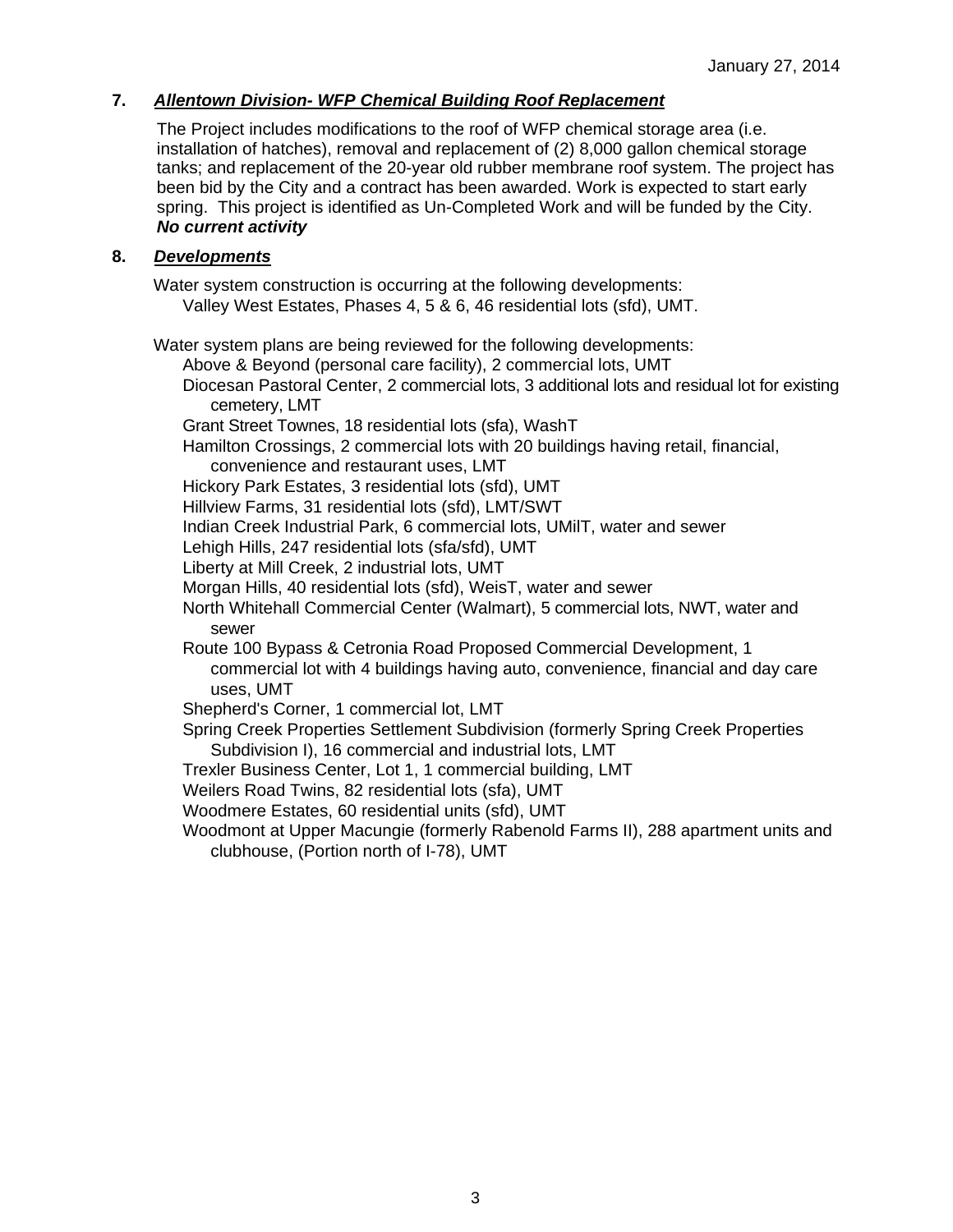January 27, 2014

**7.** ***Allentown Division- WFP Chemical Building Roof Replacement***

The Project includes modifications to the roof of WFP chemical storage area (i.e. installation of hatches), removal and replacement of (2) 8,000 gallon chemical storage tanks; and replacement of the 20-year old rubber membrane roof system. The project has been bid by the City and a contract has been awarded. Work is expected to start early spring. This project is identified as Un-Completed Work and will be funded by the City.
***No current activity***

**8.** ***Developments***

Water system construction is occurring at the following developments:
- Valley West Estates, Phases 4, 5 & 6, 46 residential lots (sfd), UMT.

Water system plans are being reviewed for the following developments:
- Above & Beyond (personal care facility), 2 commercial lots, UMT
- Diocesan Pastoral Center, 2 commercial lots, 3 additional lots and residual lot for existing cemetery, LMT
- Grant Street Townes, 18 residential lots (sfa), WashT
- Hamilton Crossings, 2 commercial lots with 20 buildings having retail, financial, convenience and restaurant uses, LMT
- Hickory Park Estates, 3 residential lots (sfd), UMT
- Hillview Farms, 31 residential lots (sfd), LMT/SWT
- Indian Creek Industrial Park, 6 commercial lots, UMilT, water and sewer
- Lehigh Hills, 247 residential lots (sfa/sfd), UMT
- Liberty at Mill Creek, 2 industrial lots, UMT
- Morgan Hills, 40 residential lots (sfd), WeisT, water and sewer
- North Whitehall Commercial Center (Walmart), 5 commercial lots, NWT, water and sewer
- Route 100 Bypass & Cetronia Road Proposed Commercial Development, 1 commercial lot with 4 buildings having auto, convenience, financial and day care uses, UMT
- Shepherd's Corner, 1 commercial lot, LMT
- Spring Creek Properties Settlement Subdivision (formerly Spring Creek Properties Subdivision I), 16 commercial and industrial lots, LMT
- Trexler Business Center, Lot 1, 1 commercial building, LMT
- Weilers Road Twins, 82 residential lots (sfa), UMT
- Woodmere Estates, 60 residential units (sfd), UMT
- Woodmont at Upper Macungie (formerly Rabenold Farms II), 288 apartment units and clubhouse, (Portion north of I-78), UMT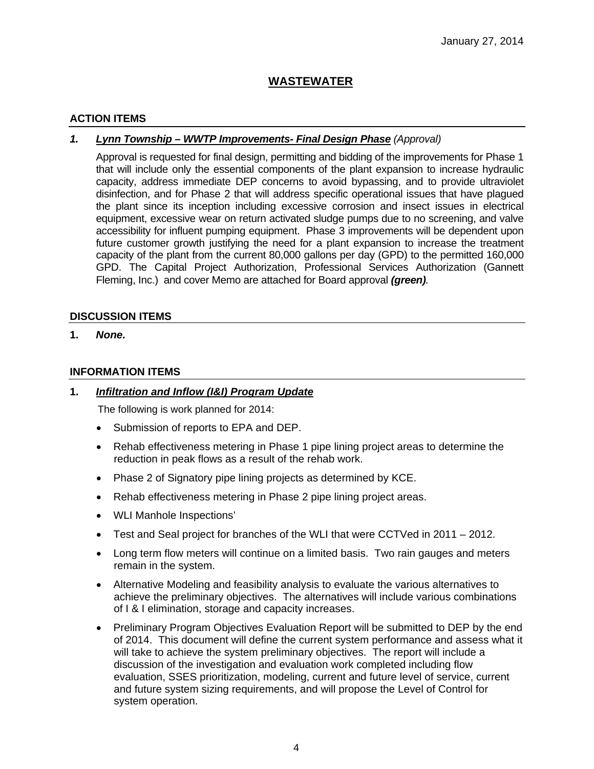January 27, 2014

# WASTEWATER

## ACTION ITEMS

***1. Lynn Township – WWTP Improvements- Final Design Phase*** *(Approval)*

Approval is requested for final design, permitting and bidding of the improvements for Phase 1 that will include only the essential components of the plant expansion to increase hydraulic capacity, address immediate DEP concerns to avoid bypassing, and to provide ultraviolet disinfection, and for Phase 2 that will address specific operational issues that have plagued the plant since its inception including excessive corrosion and insect issues in electrical equipment, excessive wear on return activated sludge pumps due to no screening, and valve accessibility for influent pumping equipment. Phase 3 improvements will be dependent upon future customer growth justifying the need for a plant expansion to increase the treatment capacity of the plant from the current 80,000 gallons per day (GPD) to the permitted 160,000 GPD. The Capital Project Authorization, Professional Services Authorization (Gannett Fleming, Inc.) and cover Memo are attached for Board approval ***(green)***.

## DISCUSSION ITEMS

**1.** ***None.***

## INFORMATION ITEMS

**1.** ***Infiltration and Inflow (I&I) Program Update***

The following is work planned for 2014:

- Submission of reports to EPA and DEP.
- Rehab effectiveness metering in Phase 1 pipe lining project areas to determine the reduction in peak flows as a result of the rehab work.
- Phase 2 of Signatory pipe lining projects as determined by KCE.
- Rehab effectiveness metering in Phase 2 pipe lining project areas.
- WLI Manhole Inspections'
- Test and Seal project for branches of the WLI that were CCTVed in 2011 – 2012.
- Long term flow meters will continue on a limited basis. Two rain gauges and meters remain in the system.
- Alternative Modeling and feasibility analysis to evaluate the various alternatives to achieve the preliminary objectives. The alternatives will include various combinations of I & I elimination, storage and capacity increases.
- Preliminary Program Objectives Evaluation Report will be submitted to DEP by the end of 2014. This document will define the current system performance and assess what it will take to achieve the system preliminary objectives. The report will include a discussion of the investigation and evaluation work completed including flow evaluation, SSES prioritization, modeling, current and future level of service, current and future system sizing requirements, and will propose the Level of Control for system operation.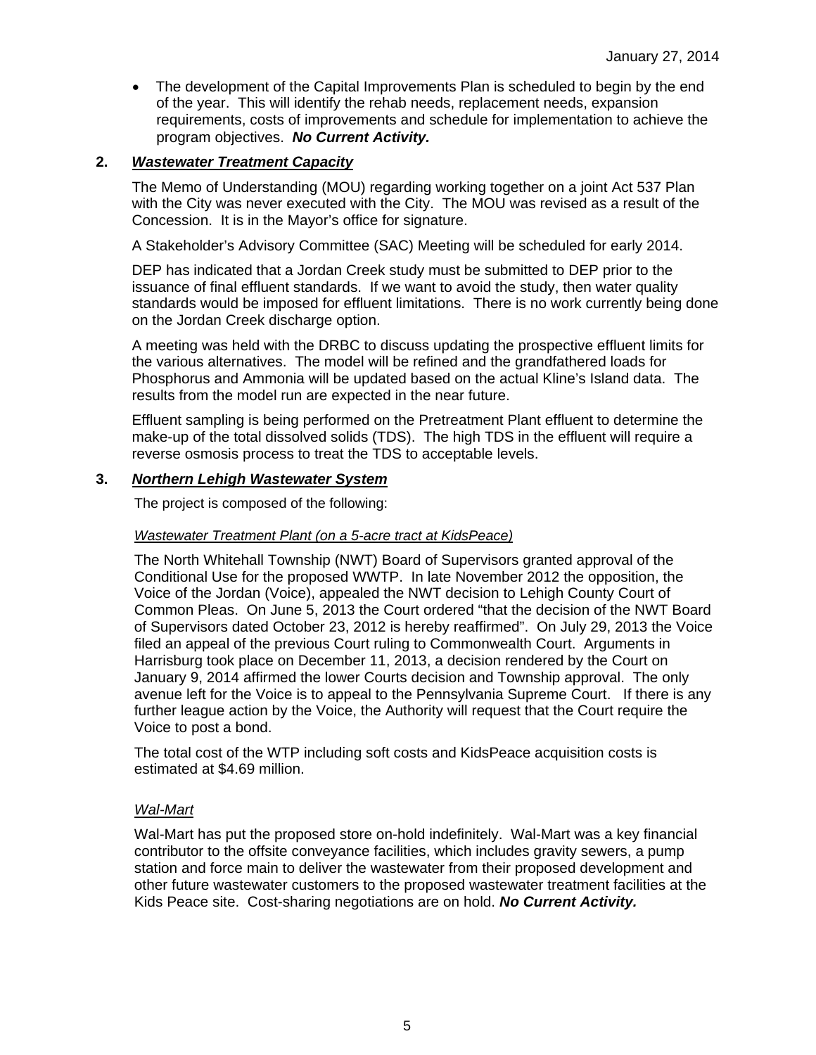January 27, 2014

- The development of the Capital Improvements Plan is scheduled to begin by the end of the year. This will identify the rehab needs, replacement needs, expansion requirements, costs of improvements and schedule for implementation to achieve the program objectives. ***No Current Activity.***

**2. *Wastewater Treatment Capacity***

The Memo of Understanding (MOU) regarding working together on a joint Act 537 Plan with the City was never executed with the City. The MOU was revised as a result of the Concession. It is in the Mayor's office for signature.

A Stakeholder's Advisory Committee (SAC) Meeting will be scheduled for early 2014.

DEP has indicated that a Jordan Creek study must be submitted to DEP prior to the issuance of final effluent standards. If we want to avoid the study, then water quality standards would be imposed for effluent limitations. There is no work currently being done on the Jordan Creek discharge option.

A meeting was held with the DRBC to discuss updating the prospective effluent limits for the various alternatives. The model will be refined and the grandfathered loads for Phosphorus and Ammonia will be updated based on the actual Kline's Island data. The results from the model run are expected in the near future.

Effluent sampling is being performed on the Pretreatment Plant effluent to determine the make-up of the total dissolved solids (TDS). The high TDS in the effluent will require a reverse osmosis process to treat the TDS to acceptable levels.

**3. *Northern Lehigh Wastewater System***

The project is composed of the following:

*Wastewater Treatment Plant (on a 5-acre tract at KidsPeace)*

The North Whitehall Township (NWT) Board of Supervisors granted approval of the Conditional Use for the proposed WWTP. In late November 2012 the opposition, the Voice of the Jordan (Voice), appealed the NWT decision to Lehigh County Court of Common Pleas. On June 5, 2013 the Court ordered "that the decision of the NWT Board of Supervisors dated October 23, 2012 is hereby reaffirmed". On July 29, 2013 the Voice filed an appeal of the previous Court ruling to Commonwealth Court. Arguments in Harrisburg took place on December 11, 2013, a decision rendered by the Court on January 9, 2014 affirmed the lower Courts decision and Township approval. The only avenue left for the Voice is to appeal to the Pennsylvania Supreme Court. If there is any further league action by the Voice, the Authority will request that the Court require the Voice to post a bond.

The total cost of the WTP including soft costs and KidsPeace acquisition costs is estimated at $4.69 million.

*Wal-Mart*

Wal-Mart has put the proposed store on-hold indefinitely. Wal-Mart was a key financial contributor to the offsite conveyance facilities, which includes gravity sewers, a pump station and force main to deliver the wastewater from their proposed development and other future wastewater customers to the proposed wastewater treatment facilities at the Kids Peace site. Cost-sharing negotiations are on hold. ***No Current Activity.***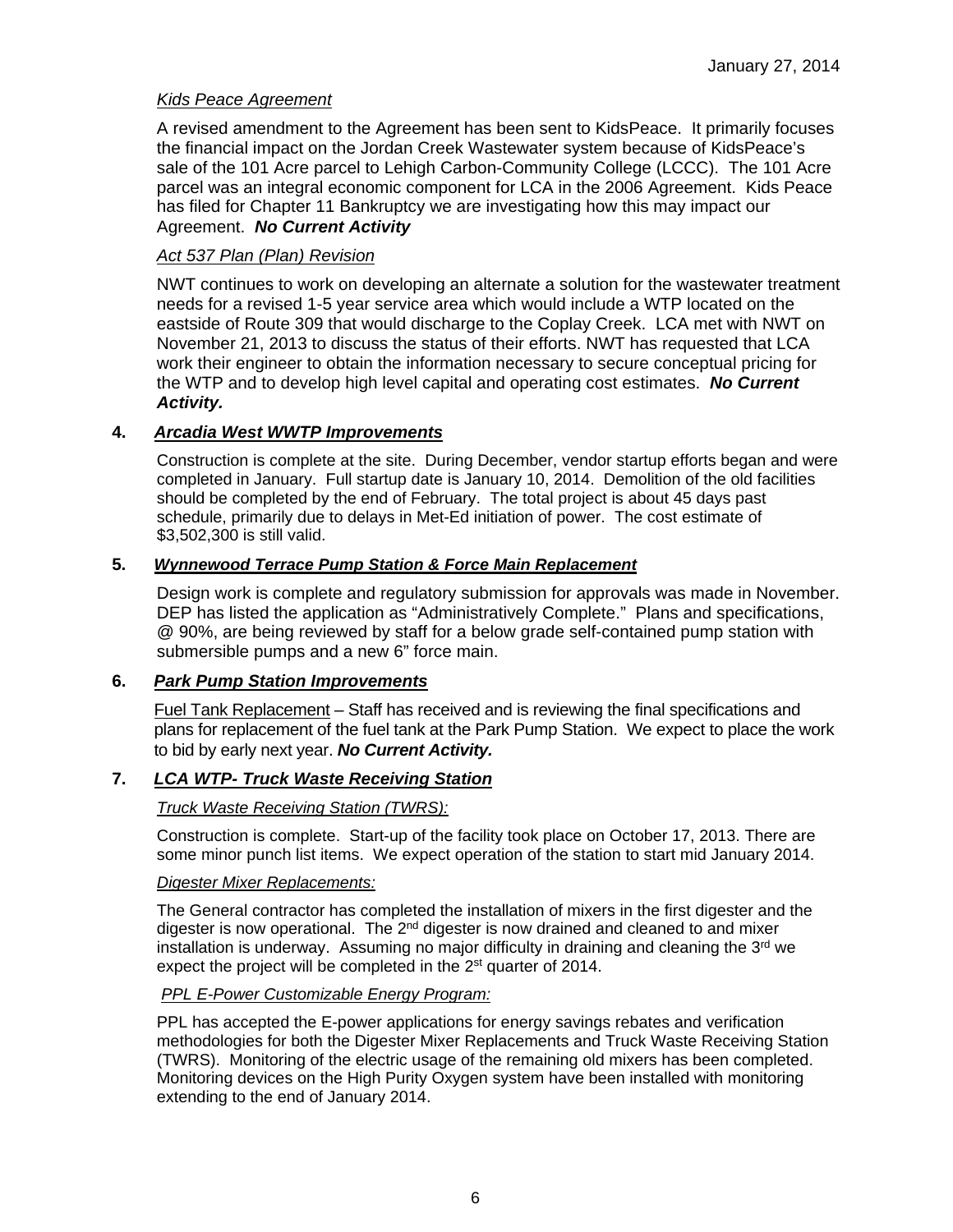January 27, 2014

*Kids Peace Agreement*

A revised amendment to the Agreement has been sent to KidsPeace. It primarily focuses the financial impact on the Jordan Creek Wastewater system because of KidsPeace's sale of the 101 Acre parcel to Lehigh Carbon-Community College (LCCC). The 101 Acre parcel was an integral economic component for LCA in the 2006 Agreement. Kids Peace has filed for Chapter 11 Bankruptcy we are investigating how this may impact our Agreement. ***No Current Activity***

*Act 537 Plan (Plan) Revision*

NWT continues to work on developing an alternate a solution for the wastewater treatment needs for a revised 1-5 year service area which would include a WTP located on the eastside of Route 309 that would discharge to the Coplay Creek. LCA met with NWT on November 21, 2013 to discuss the status of their efforts. NWT has requested that LCA work their engineer to obtain the information necessary to secure conceptual pricing for the WTP and to develop high level capital and operating cost estimates. ***No Current Activity.***

**4. *Arcadia West WWTP Improvements***

Construction is complete at the site. During December, vendor startup efforts began and were completed in January. Full startup date is January 10, 2014. Demolition of the old facilities should be completed by the end of February. The total project is about 45 days past schedule, primarily due to delays in Met-Ed initiation of power. The cost estimate of $3,502,300 is still valid.

**5. *Wynnewood Terrace Pump Station & Force Main Replacement***

Design work is complete and regulatory submission for approvals was made in November. DEP has listed the application as "Administratively Complete." Plans and specifications, @ 90%, are being reviewed by staff for a below grade self-contained pump station with submersible pumps and a new 6" force main.

**6. *Park Pump Station Improvements***

Fuel Tank Replacement – Staff has received and is reviewing the final specifications and plans for replacement of the fuel tank at the Park Pump Station. We expect to place the work to bid by early next year. ***No Current Activity.***

**7. *LCA WTP- Truck Waste Receiving Station***

*Truck Waste Receiving Station (TWRS):*

Construction is complete. Start-up of the facility took place on October 17, 2013. There are some minor punch list items. We expect operation of the station to start mid January 2014.

*Digester Mixer Replacements:*

The General contractor has completed the installation of mixers in the first digester and the digester is now operational. The 2nd digester is now drained and cleaned to and mixer installation is underway. Assuming no major difficulty in draining and cleaning the 3rd we expect the project will be completed in the 2st quarter of 2014.

*PPL E-Power Customizable Energy Program:*

PPL has accepted the E-power applications for energy savings rebates and verification methodologies for both the Digester Mixer Replacements and Truck Waste Receiving Station (TWRS). Monitoring of the electric usage of the remaining old mixers has been completed. Monitoring devices on the High Purity Oxygen system have been installed with monitoring extending to the end of January 2014.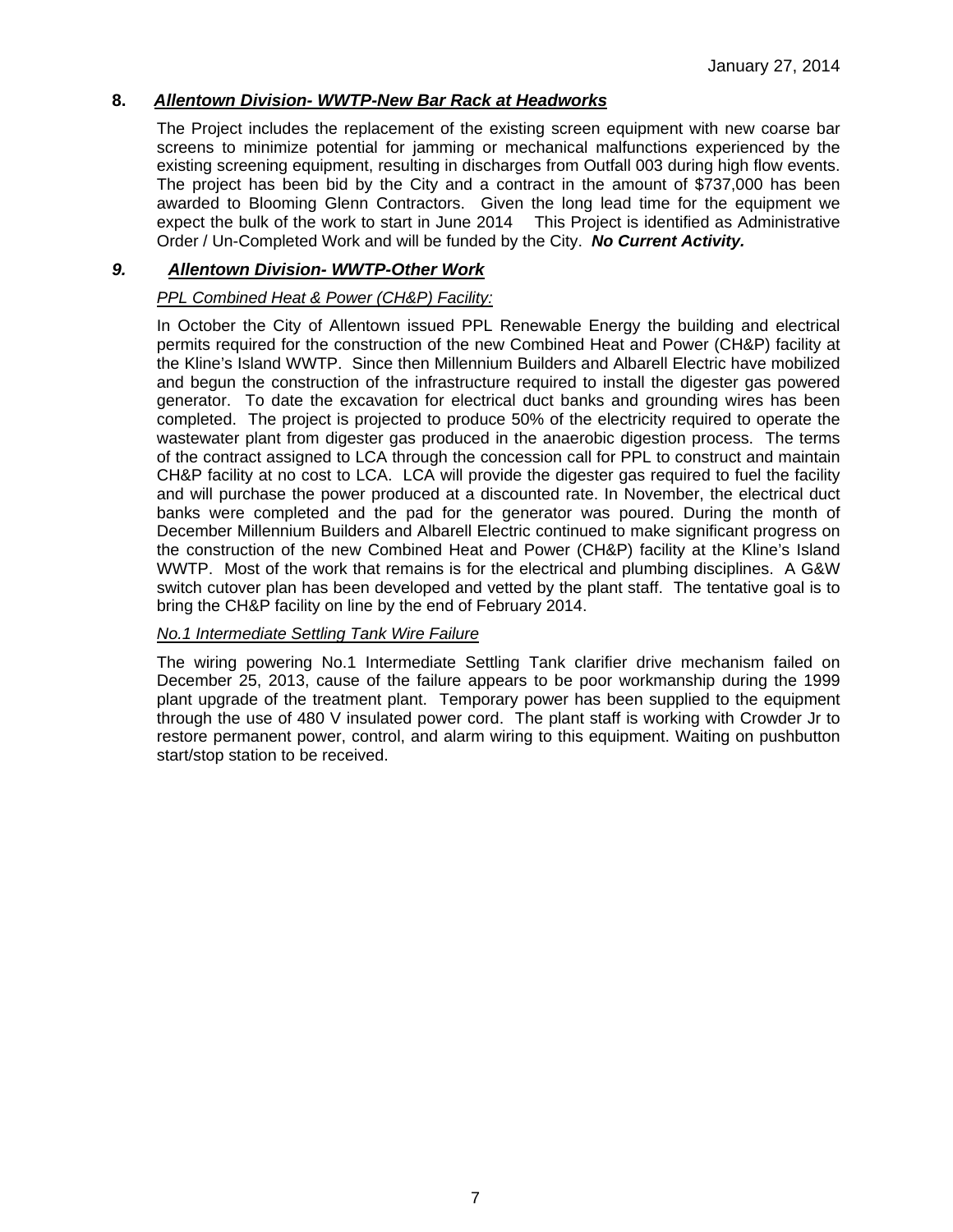January 27, 2014

**8. *Allentown Division- WWTP-New Bar Rack at Headworks***

The Project includes the replacement of the existing screen equipment with new coarse bar screens to minimize potential for jamming or mechanical malfunctions experienced by the existing screening equipment, resulting in discharges from Outfall 003 during high flow events. The project has been bid by the City and a contract in the amount of $737,000 has been awarded to Blooming Glenn Contractors. Given the long lead time for the equipment we expect the bulk of the work to start in June 2014 This Project is identified as Administrative Order / Un-Completed Work and will be funded by the City. ***No Current Activity.***

***9. Allentown Division- WWTP-Other Work***

*PPL Combined Heat & Power (CH&P) Facility:*

In October the City of Allentown issued PPL Renewable Energy the building and electrical permits required for the construction of the new Combined Heat and Power (CH&P) facility at the Kline's Island WWTP. Since then Millennium Builders and Albarell Electric have mobilized and begun the construction of the infrastructure required to install the digester gas powered generator. To date the excavation for electrical duct banks and grounding wires has been completed. The project is projected to produce 50% of the electricity required to operate the wastewater plant from digester gas produced in the anaerobic digestion process. The terms of the contract assigned to LCA through the concession call for PPL to construct and maintain CH&P facility at no cost to LCA. LCA will provide the digester gas required to fuel the facility and will purchase the power produced at a discounted rate. In November, the electrical duct banks were completed and the pad for the generator was poured. During the month of December Millennium Builders and Albarell Electric continued to make significant progress on the construction of the new Combined Heat and Power (CH&P) facility at the Kline's Island WWTP. Most of the work that remains is for the electrical and plumbing disciplines. A G&W switch cutover plan has been developed and vetted by the plant staff. The tentative goal is to bring the CH&P facility on line by the end of February 2014.

*No.1 Intermediate Settling Tank Wire Failure*

The wiring powering No.1 Intermediate Settling Tank clarifier drive mechanism failed on December 25, 2013, cause of the failure appears to be poor workmanship during the 1999 plant upgrade of the treatment plant. Temporary power has been supplied to the equipment through the use of 480 V insulated power cord. The plant staff is working with Crowder Jr to restore permanent power, control, and alarm wiring to this equipment. Waiting on pushbutton start/stop station to be received.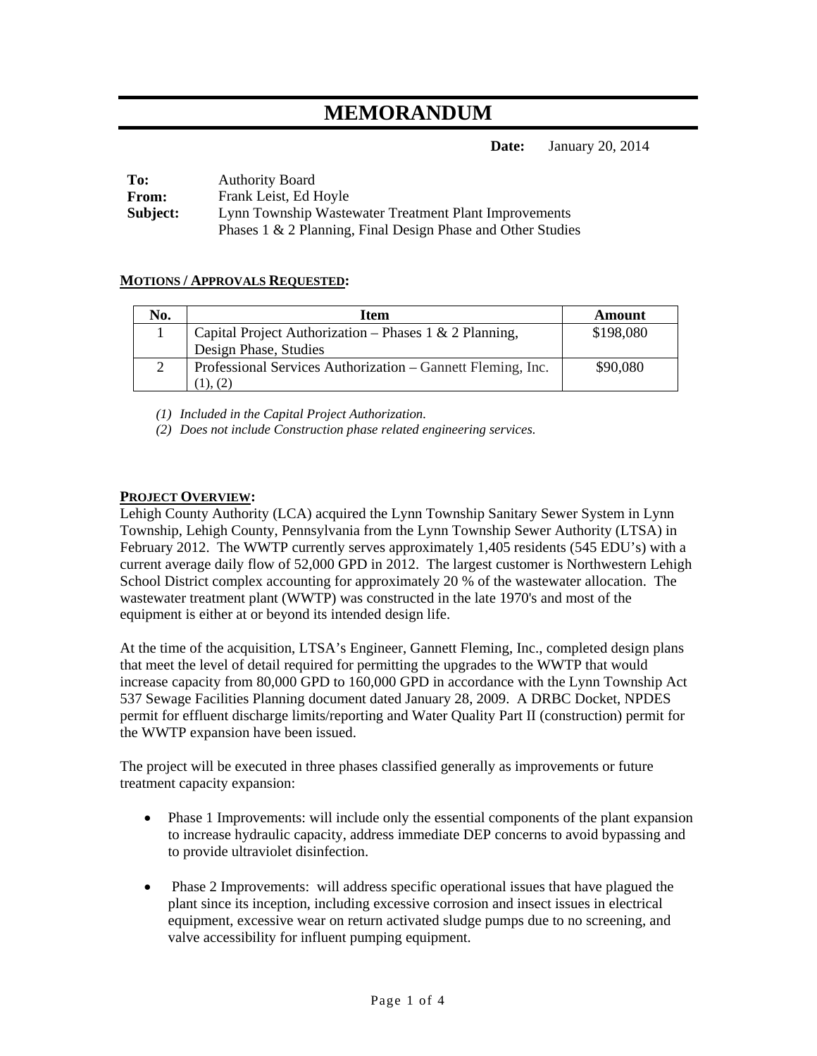# MEMORANDUM

**Date:** January 20, 2014

**To:** Authority Board
**From:** Frank Leist, Ed Hoyle
**Subject:** Lynn Township Wastewater Treatment Plant Improvements
Phases 1 & 2 Planning, Final Design Phase and Other Studies

## MOTIONS / APPROVALS REQUESTED:

| No. | Item | Amount |
|---|---|---|
| 1 | Capital Project Authorization – Phases 1 & 2 Planning, Design Phase, Studies | $198,080 |
| 2 | Professional Services Authorization – Gannett Fleming, Inc. (1), (2) | $90,080 |

*(1) Included in the Capital Project Authorization.*
*(2) Does not include Construction phase related engineering services.*

## PROJECT OVERVIEW:

Lehigh County Authority (LCA) acquired the Lynn Township Sanitary Sewer System in Lynn Township, Lehigh County, Pennsylvania from the Lynn Township Sewer Authority (LTSA) in February 2012. The WWTP currently serves approximately 1,405 residents (545 EDU's) with a current average daily flow of 52,000 GPD in 2012. The largest customer is Northwestern Lehigh School District complex accounting for approximately 20 % of the wastewater allocation. The wastewater treatment plant (WWTP) was constructed in the late 1970's and most of the equipment is either at or beyond its intended design life.

At the time of the acquisition, LTSA's Engineer, Gannett Fleming, Inc., completed design plans that meet the level of detail required for permitting the upgrades to the WWTP that would increase capacity from 80,000 GPD to 160,000 GPD in accordance with the Lynn Township Act 537 Sewage Facilities Planning document dated January 28, 2009. A DRBC Docket, NPDES permit for effluent discharge limits/reporting and Water Quality Part II (construction) permit for the WWTP expansion have been issued.

The project will be executed in three phases classified generally as improvements or future treatment capacity expansion:

- Phase 1 Improvements: will include only the essential components of the plant expansion to increase hydraulic capacity, address immediate DEP concerns to avoid bypassing and to provide ultraviolet disinfection.
- Phase 2 Improvements: will address specific operational issues that have plagued the plant since its inception, including excessive corrosion and insect issues in electrical equipment, excessive wear on return activated sludge pumps due to no screening, and valve accessibility for influent pumping equipment.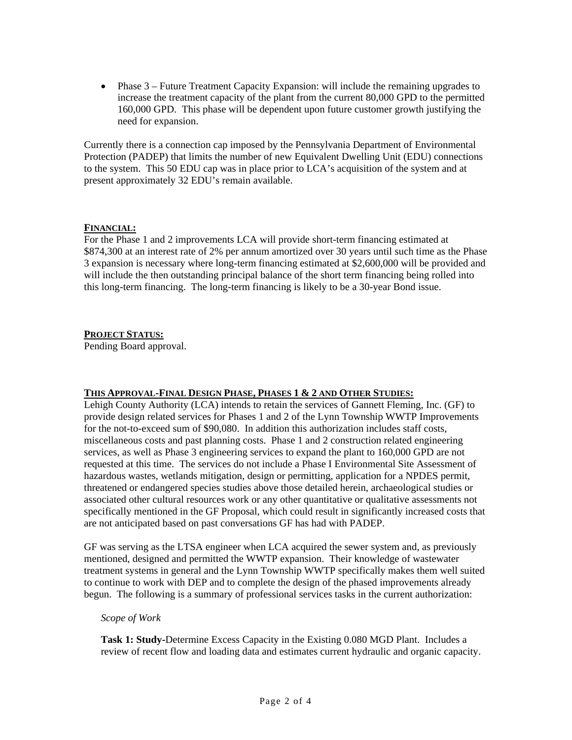- Phase 3 – Future Treatment Capacity Expansion: will include the remaining upgrades to increase the treatment capacity of the plant from the current 80,000 GPD to the permitted 160,000 GPD. This phase will be dependent upon future customer growth justifying the need for expansion.

Currently there is a connection cap imposed by the Pennsylvania Department of Environmental Protection (PADEP) that limits the number of new Equivalent Dwelling Unit (EDU) connections to the system. This 50 EDU cap was in place prior to LCA's acquisition of the system and at present approximately 32 EDU's remain available.

**FINANCIAL:**

For the Phase 1 and 2 improvements LCA will provide short-term financing estimated at $874,300 at an interest rate of 2% per annum amortized over 30 years until such time as the Phase 3 expansion is necessary where long-term financing estimated at $2,600,000 will be provided and will include the then outstanding principal balance of the short term financing being rolled into this long-term financing. The long-term financing is likely to be a 30-year Bond issue.

**PROJECT STATUS:**

Pending Board approval.

**THIS APPROVAL-FINAL DESIGN PHASE, PHASES 1 & 2 AND OTHER STUDIES:**

Lehigh County Authority (LCA) intends to retain the services of Gannett Fleming, Inc. (GF) to provide design related services for Phases 1 and 2 of the Lynn Township WWTP Improvements for the not-to-exceed sum of $90,080. In addition this authorization includes staff costs, miscellaneous costs and past planning costs. Phase 1 and 2 construction related engineering services, as well as Phase 3 engineering services to expand the plant to 160,000 GPD are not requested at this time. The services do not include a Phase I Environmental Site Assessment of hazardous wastes, wetlands mitigation, design or permitting, application for a NPDES permit, threatened or endangered species studies above those detailed herein, archaeological studies or associated other cultural resources work or any other quantitative or qualitative assessments not specifically mentioned in the GF Proposal, which could result in significantly increased costs that are not anticipated based on past conversations GF has had with PADEP.

GF was serving as the LTSA engineer when LCA acquired the sewer system and, as previously mentioned, designed and permitted the WWTP expansion. Their knowledge of wastewater treatment systems in general and the Lynn Township WWTP specifically makes them well suited to continue to work with DEP and to complete the design of the phased improvements already begun. The following is a summary of professional services tasks in the current authorization:

*Scope of Work*

**Task 1: Study**-Determine Excess Capacity in the Existing 0.080 MGD Plant. Includes a review of recent flow and loading data and estimates current hydraulic and organic capacity.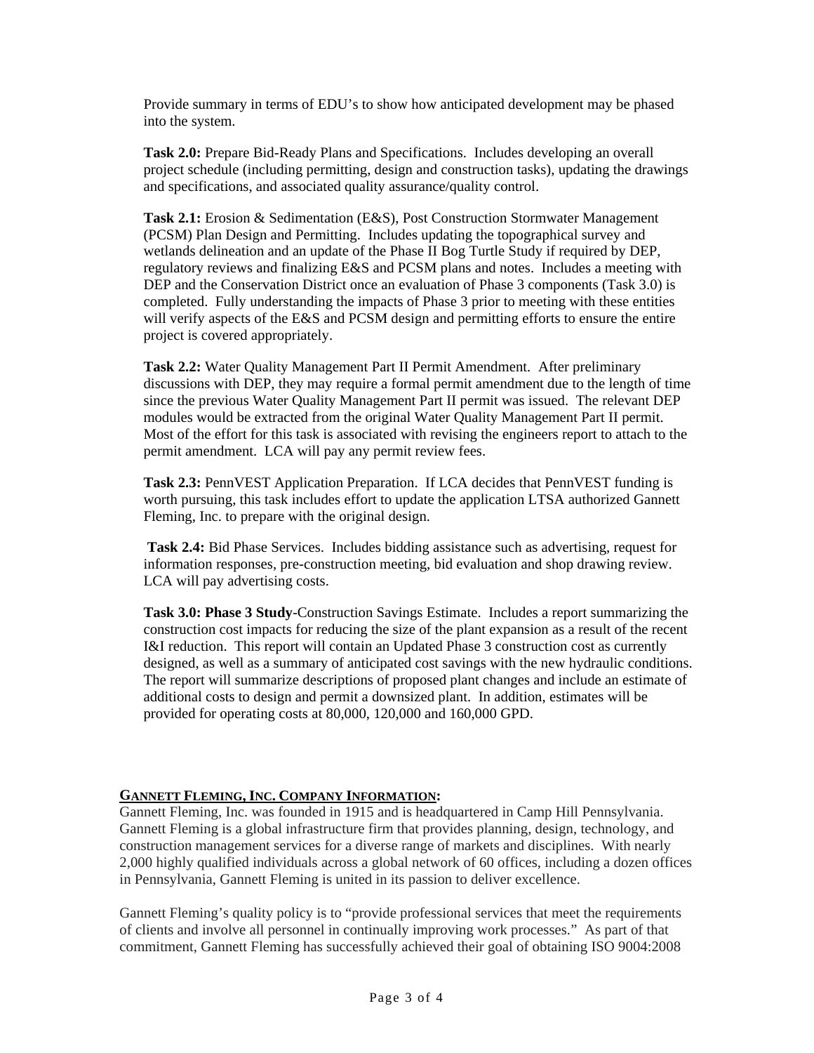Provide summary in terms of EDU's to show how anticipated development may be phased into the system.

**Task 2.0:** Prepare Bid-Ready Plans and Specifications. Includes developing an overall project schedule (including permitting, design and construction tasks), updating the drawings and specifications, and associated quality assurance/quality control.

**Task 2.1:** Erosion & Sedimentation (E&S), Post Construction Stormwater Management (PCSM) Plan Design and Permitting. Includes updating the topographical survey and wetlands delineation and an update of the Phase II Bog Turtle Study if required by DEP, regulatory reviews and finalizing E&S and PCSM plans and notes. Includes a meeting with DEP and the Conservation District once an evaluation of Phase 3 components (Task 3.0) is completed. Fully understanding the impacts of Phase 3 prior to meeting with these entities will verify aspects of the E&S and PCSM design and permitting efforts to ensure the entire project is covered appropriately.

**Task 2.2:** Water Quality Management Part II Permit Amendment. After preliminary discussions with DEP, they may require a formal permit amendment due to the length of time since the previous Water Quality Management Part II permit was issued. The relevant DEP modules would be extracted from the original Water Quality Management Part II permit. Most of the effort for this task is associated with revising the engineers report to attach to the permit amendment. LCA will pay any permit review fees.

**Task 2.3:** PennVEST Application Preparation. If LCA decides that PennVEST funding is worth pursuing, this task includes effort to update the application LTSA authorized Gannett Fleming, Inc. to prepare with the original design.

**Task 2.4:** Bid Phase Services. Includes bidding assistance such as advertising, request for information responses, pre-construction meeting, bid evaluation and shop drawing review. LCA will pay advertising costs.

**Task 3.0: Phase 3 Study**-Construction Savings Estimate. Includes a report summarizing the construction cost impacts for reducing the size of the plant expansion as a result of the recent I&I reduction. This report will contain an Updated Phase 3 construction cost as currently designed, as well as a summary of anticipated cost savings with the new hydraulic conditions. The report will summarize descriptions of proposed plant changes and include an estimate of additional costs to design and permit a downsized plant. In addition, estimates will be provided for operating costs at 80,000, 120,000 and 160,000 GPD.

## GANNETT FLEMING, INC. COMPANY INFORMATION:

Gannett Fleming, Inc. was founded in 1915 and is headquartered in Camp Hill Pennsylvania. Gannett Fleming is a global infrastructure firm that provides planning, design, technology, and construction management services for a diverse range of markets and disciplines. With nearly 2,000 highly qualified individuals across a global network of 60 offices, including a dozen offices in Pennsylvania, Gannett Fleming is united in its passion to deliver excellence.

Gannett Fleming's quality policy is to "provide professional services that meet the requirements of clients and involve all personnel in continually improving work processes." As part of that commitment, Gannett Fleming has successfully achieved their goal of obtaining ISO 9004:2008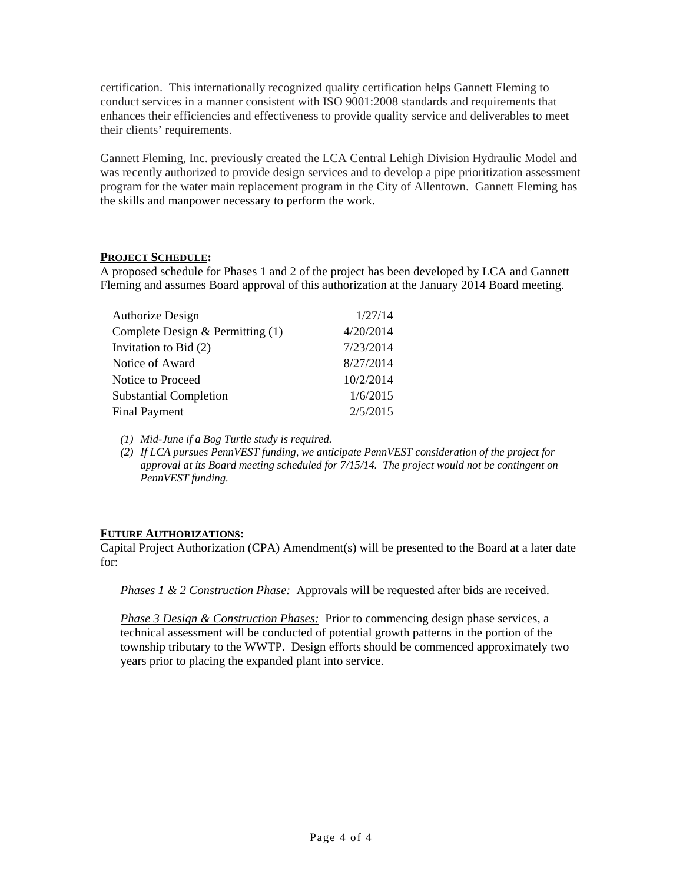certification. This internationally recognized quality certification helps Gannett Fleming to conduct services in a manner consistent with ISO 9001:2008 standards and requirements that enhances their efficiencies and effectiveness to provide quality service and deliverables to meet their clients' requirements.

Gannett Fleming, Inc. previously created the LCA Central Lehigh Division Hydraulic Model and was recently authorized to provide design services and to develop a pipe prioritization assessment program for the water main replacement program in the City of Allentown. Gannett Fleming has the skills and manpower necessary to perform the work.

**PROJECT SCHEDULE:**

A proposed schedule for Phases 1 and 2 of the project has been developed by LCA and Gannett Fleming and assumes Board approval of this authorization at the January 2014 Board meeting.

| | |
|---|---|
| Authorize Design | 1/27/14 |
| Complete Design & Permitting (1) | 4/20/2014 |
| Invitation to Bid (2) | 7/23/2014 |
| Notice of Award | 8/27/2014 |
| Notice to Proceed | 10/2/2014 |
| Substantial Completion | 1/6/2015 |
| Final Payment | 2/5/2015 |

(1) *Mid-June if a Bog Turtle study is required.*

(2) *If LCA pursues PennVEST funding, we anticipate PennVEST consideration of the project for approval at its Board meeting scheduled for 7/15/14. The project would not be contingent on PennVEST funding.*

**FUTURE AUTHORIZATIONS:**

Capital Project Authorization (CPA) Amendment(s) will be presented to the Board at a later date for:

*Phases 1 & 2 Construction Phase:* Approvals will be requested after bids are received.

*Phase 3 Design & Construction Phases:* Prior to commencing design phase services, a technical assessment will be conducted of potential growth patterns in the portion of the township tributary to the WWTP. Design efforts should be commenced approximately two years prior to placing the expanded plant into service.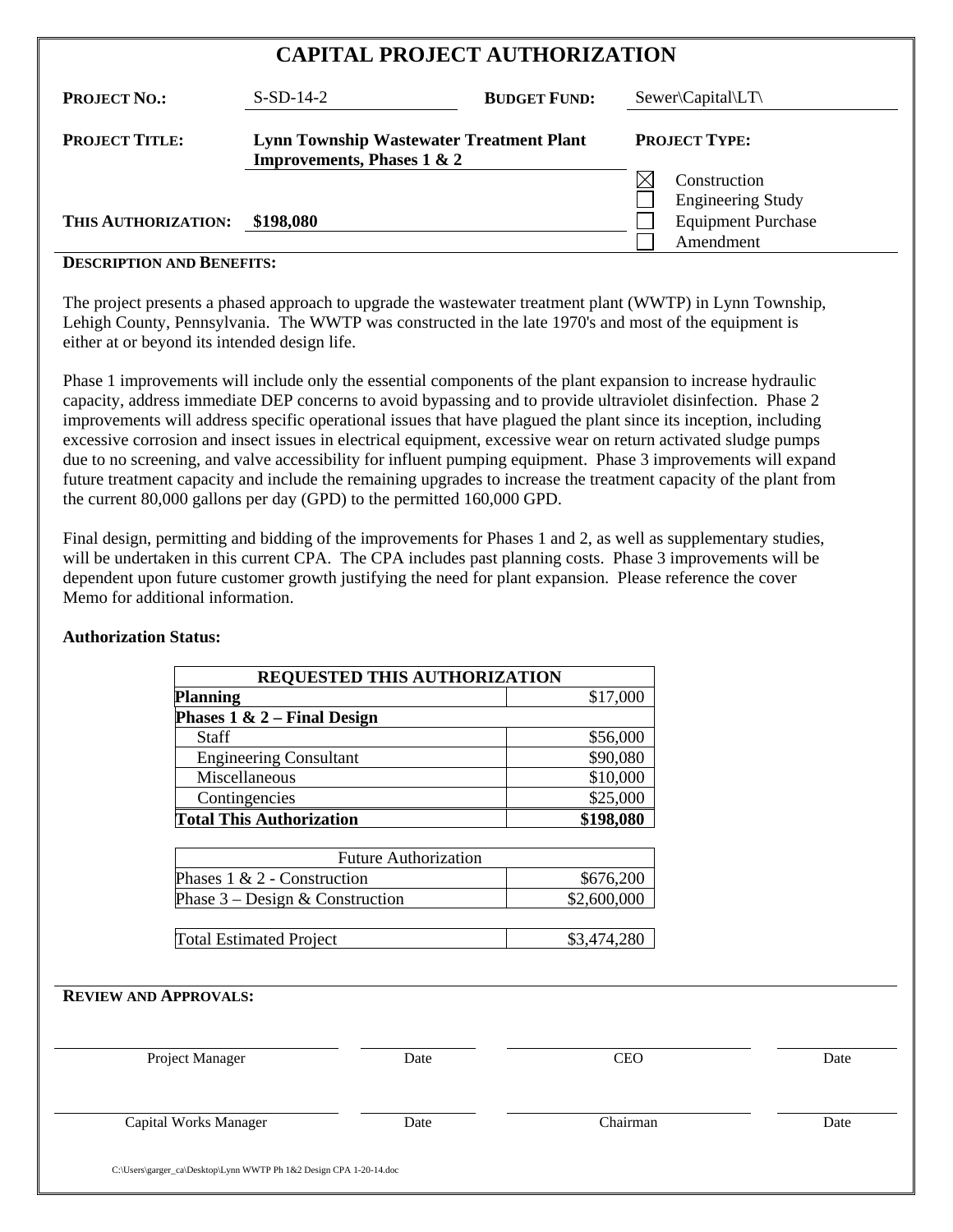# CAPITAL PROJECT AUTHORIZATION

| | | | |
|---|---|---|---|
| **PROJECT NO.:** | S-SD-14-2 | **BUDGET FUND:** | Sewer\Capital\LT\ |
| **PROJECT TITLE:** | **Lynn Township Wastewater Treatment Plant Improvements, Phases 1 & 2** | **PROJECT TYPE:** | |
| **THIS AUTHORIZATION:** | **$198,080** | | ☒ Construction<br>☐ Engineering Study<br>☐ Equipment Purchase<br>☐ Amendment |

**DESCRIPTION AND BENEFITS:**

The project presents a phased approach to upgrade the wastewater treatment plant (WWTP) in Lynn Township, Lehigh County, Pennsylvania. The WWTP was constructed in the late 1970's and most of the equipment is either at or beyond its intended design life.

Phase 1 improvements will include only the essential components of the plant expansion to increase hydraulic capacity, address immediate DEP concerns to avoid bypassing and to provide ultraviolet disinfection. Phase 2 improvements will address specific operational issues that have plagued the plant since its inception, including excessive corrosion and insect issues in electrical equipment, excessive wear on return activated sludge pumps due to no screening, and valve accessibility for influent pumping equipment. Phase 3 improvements will expand future treatment capacity and include the remaining upgrades to increase the treatment capacity of the plant from the current 80,000 gallons per day (GPD) to the permitted 160,000 GPD.

Final design, permitting and bidding of the improvements for Phases 1 and 2, as well as supplementary studies, will be undertaken in this current CPA. The CPA includes past planning costs. Phase 3 improvements will be dependent upon future customer growth justifying the need for plant expansion. Please reference the cover Memo for additional information.

**Authorization Status:**

| **REQUESTED THIS AUTHORIZATION** | |
|---|---|
| **Planning** | $17,000 |
| **Phases 1 & 2 – Final Design** | |
| Staff | $56,000 |
| Engineering Consultant | $90,080 |
| Miscellaneous | $10,000 |
| Contingencies | $25,000 |
| **Total This Authorization** | **$198,080** |

| Future Authorization | |
|---|---|
| Phases 1 & 2 - Construction | $676,200 |
| Phase 3 – Design & Construction | $2,600,000 |

| | |
|---|---|
| Total Estimated Project | $3,474,280 |

**REVIEW AND APPROVALS:**

| | | | |
|---|---|---|---|
| Project Manager | Date | CEO | Date |
| Capital Works Manager | Date | Chairman | Date |

C:\Users\garger_ca\Desktop\Lynn WWTP Ph 1&2 Design CPA 1-20-14.doc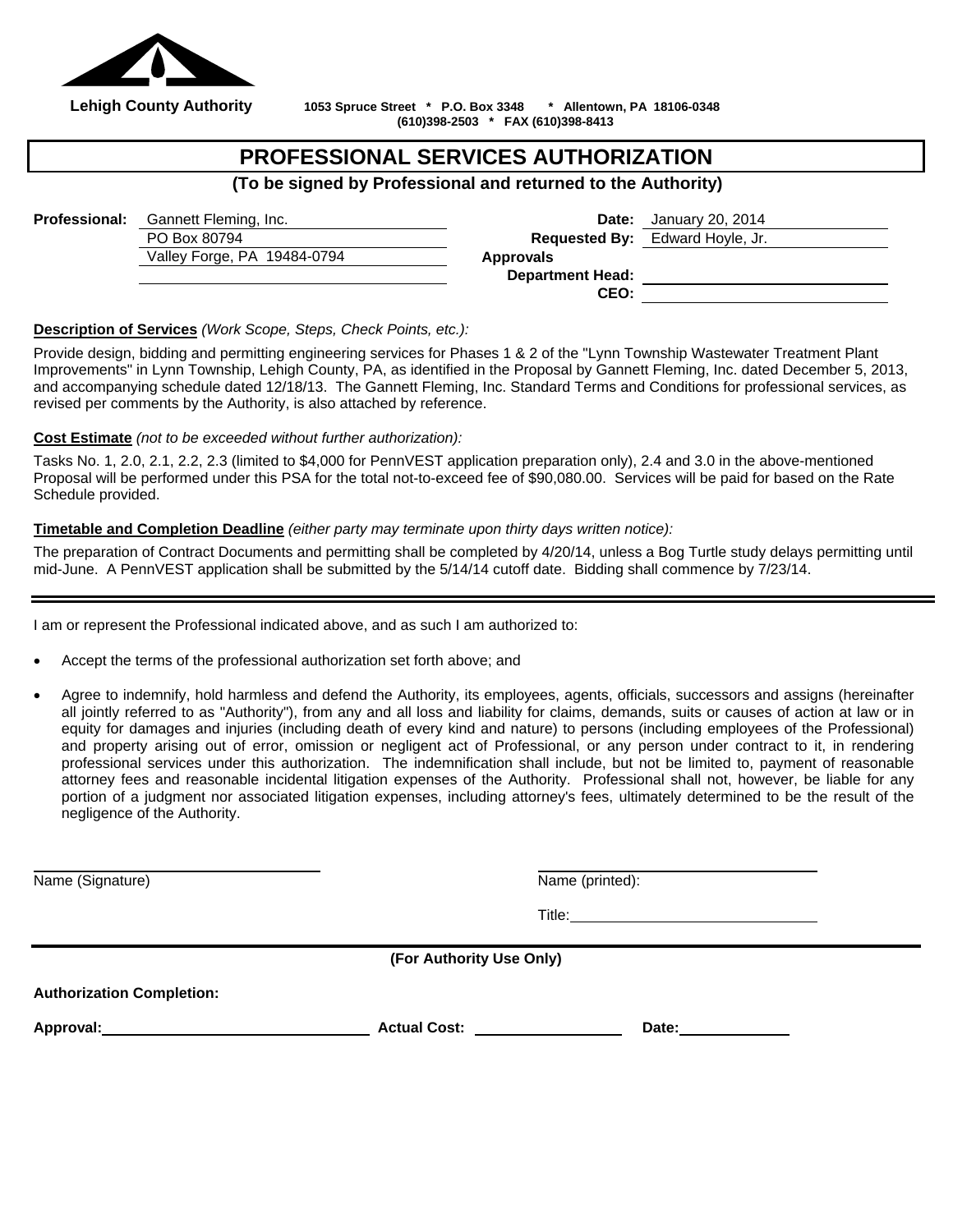**Lehigh County Authority** 1053 Spruce Street * P.O. Box 3348 * Allentown, PA 18106-0348
(610)398-2503 * FAX (610)398-8413

# PROFESSIONAL SERVICES AUTHORIZATION

**(To be signed by Professional and returned to the Authority)**

**Professional:** Gannett Fleming, Inc.
PO Box 80794
Valley Forge, PA 19484-0794

**Date:** January 20, 2014
**Requested By:** Edward Hoyle, Jr.
**Approvals**
**Department Head:** ______________________
**CEO:** ______________________

**Description of Services** *(Work Scope, Steps, Check Points, etc.):*

Provide design, bidding and permitting engineering services for Phases 1 & 2 of the "Lynn Township Wastewater Treatment Plant Improvements" in Lynn Township, Lehigh County, PA, as identified in the Proposal by Gannett Fleming, Inc. dated December 5, 2013, and accompanying schedule dated 12/18/13. The Gannett Fleming, Inc. Standard Terms and Conditions for professional services, as revised per comments by the Authority, is also attached by reference.

**Cost Estimate** *(not to be exceeded without further authorization):*

Tasks No. 1, 2.0, 2.1, 2.2, 2.3 (limited to $4,000 for PennVEST application preparation only), 2.4 and 3.0 in the above-mentioned Proposal will be performed under this PSA for the total not-to-exceed fee of $90,080.00. Services will be paid for based on the Rate Schedule provided.

**Timetable and Completion Deadline** *(either party may terminate upon thirty days written notice):*

The preparation of Contract Documents and permitting shall be completed by 4/20/14, unless a Bog Turtle study delays permitting until mid-June. A PennVEST application shall be submitted by the 5/14/14 cutoff date. Bidding shall commence by 7/23/14.

---

I am or represent the Professional indicated above, and as such I am authorized to:

- Accept the terms of the professional authorization set forth above; and
- Agree to indemnify, hold harmless and defend the Authority, its employees, agents, officials, successors and assigns (hereinafter all jointly referred to as "Authority"), from any and all loss and liability for claims, demands, suits or causes of action at law or in equity for damages and injuries (including death of every kind and nature) to persons (including employees of the Professional) and property arising out of error, omission or negligent act of Professional, or any person under contract to it, in rendering professional services under this authorization. The indemnification shall include, but not be limited to, payment of reasonable attorney fees and reasonable incidental litigation expenses of the Authority. Professional shall not, however, be liable for any portion of a judgment nor associated litigation expenses, including attorney's fees, ultimately determined to be the result of the negligence of the Authority.

______________________ Name (Signature)

______________________ Name (printed):

Title: ______________________

---

**(For Authority Use Only)**

**Authorization Completion:**

**Approval:** ______________________ **Actual Cost:** ______________ **Date:** __________